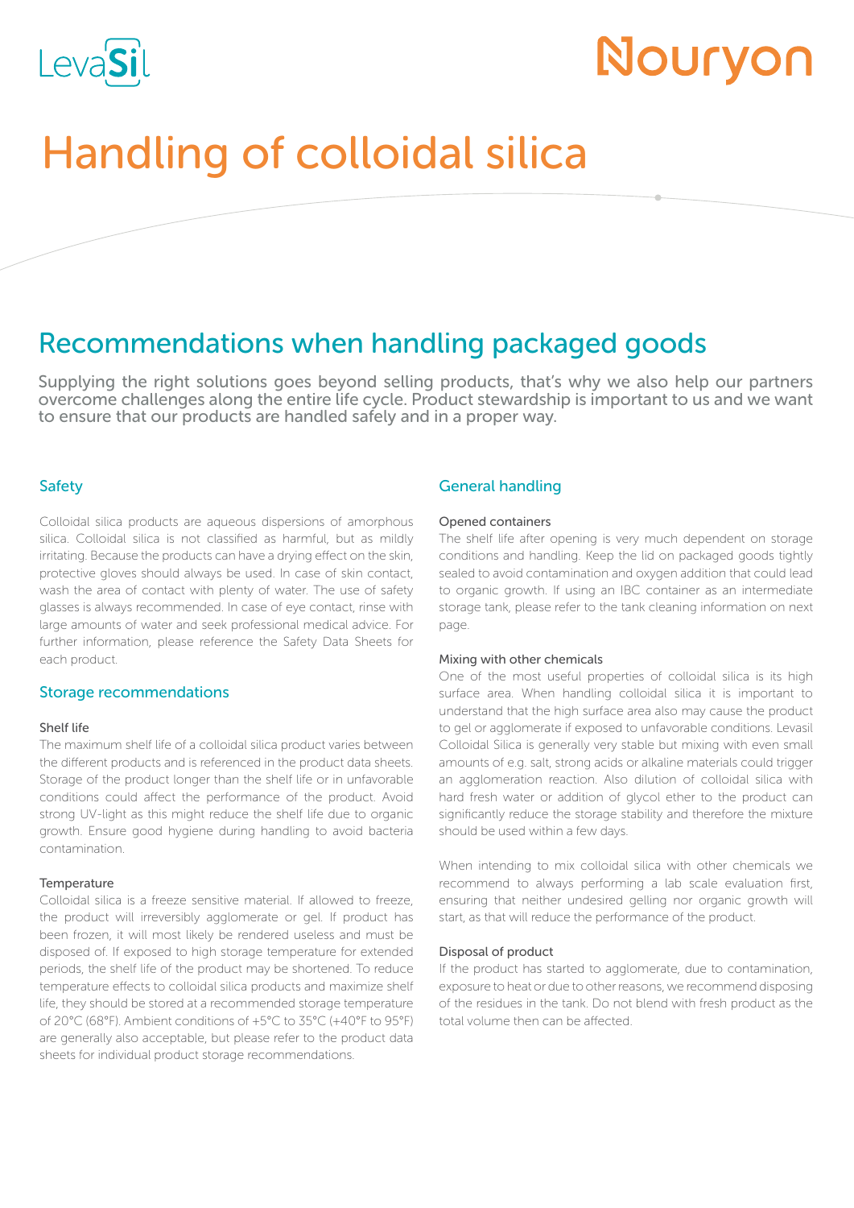# Handling of colloidal silica

## Recommendations when handling packaged goods

Supplying the right solutions goes beyond selling products, that's why we also help our partners overcome challenges along the entire life cycle. Product stewardship is important to us and we want to ensure that our products are handled safely and in a proper way.

### Safety

Colloidal silica products are aqueous dispersions of amorphous silica. Colloidal silica is not classified as harmful, but as mildly irritating. Because the products can have a drying effect on the skin, protective gloves should always be used. In case of skin contact, wash the area of contact with plenty of water. The use of safety glasses is always recommended. In case of eye contact, rinse with large amounts of water and seek professional medical advice. For further information, please reference the Safety Data Sheets for each product.

### Storage recommendations

#### Shelf life

The maximum shelf life of a colloidal silica product varies between the different products and is referenced in the product data sheets. Storage of the product longer than the shelf life or in unfavorable conditions could affect the performance of the product. Avoid strong UV-light as this might reduce the shelf life due to organic growth. Ensure good hygiene during handling to avoid bacteria contamination.

#### Temperature

Colloidal silica is a freeze sensitive material. If allowed to freeze, the product will irreversibly agglomerate or gel. If product has been frozen, it will most likely be rendered useless and must be disposed of. If exposed to high storage temperature for extended periods, the shelf life of the product may be shortened. To reduce temperature effects to colloidal silica products and maximize shelf life, they should be stored at a recommended storage temperature of 20°C (68°F). Ambient conditions of +5°C to 35°C (+40°F to 95°F) are generally also acceptable, but please refer to the product data sheets for individual product storage recommendations.

### General handling

#### Opened containers

The shelf life after opening is very much dependent on storage conditions and handling. Keep the lid on packaged goods tightly sealed to avoid contamination and oxygen addition that could lead to organic growth. If using an IBC container as an intermediate storage tank, please refer to the tank cleaning information on next page.

#### Mixing with other chemicals

One of the most useful properties of colloidal silica is its high surface area. When handling colloidal silica it is important to understand that the high surface area also may cause the product to gel or agglomerate if exposed to unfavorable conditions. Levasil Colloidal Silica is generally very stable but mixing with even small amounts of e.g. salt, strong acids or alkaline materials could trigger an agglomeration reaction. Also dilution of colloidal silica with hard fresh water or addition of glycol ether to the product can significantly reduce the storage stability and therefore the mixture should be used within a few days.

When intending to mix colloidal silica with other chemicals we recommend to always performing a lab scale evaluation first, ensuring that neither undesired gelling nor organic growth will start, as that will reduce the performance of the product.

#### Disposal of product

If the product has started to agglomerate, due to contamination, exposure to heat or due to other reasons, we recommend disposing of the residues in the tank. Do not blend with fresh product as the total volume then can be affected.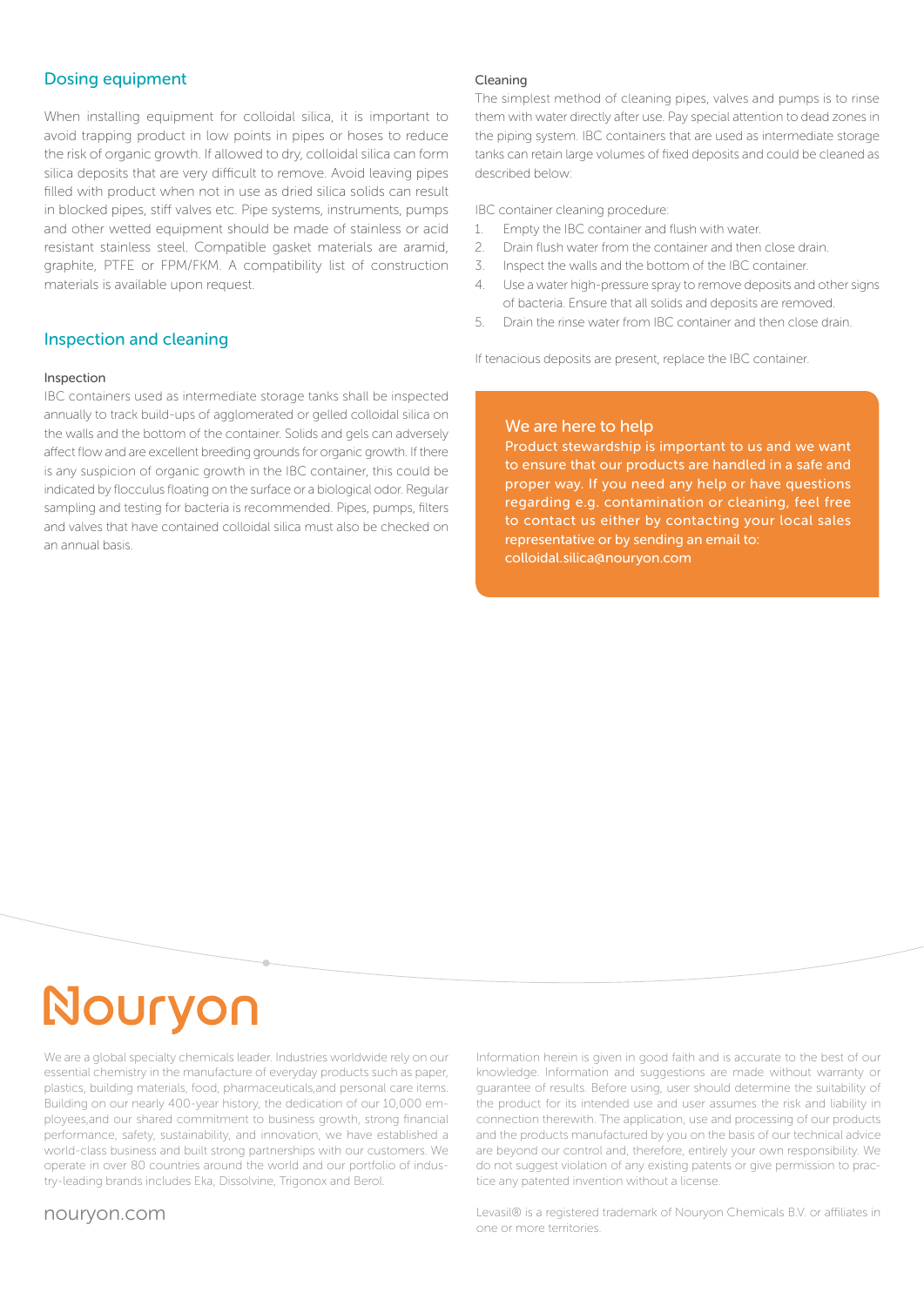## Dosing equipment

When installing equipment for colloidal silica, it is important to avoid trapping product in low points in pipes or hoses to reduce the risk of organic growth. If allowed to dry, colloidal silica can form silica deposits that are very difficult to remove. Avoid leaving pipes filled with product when not in use as dried silica solids can result in blocked pipes, stiff valves etc. Pipe systems, instruments, pumps and other wetted equipment should be made of stainless or acid resistant stainless steel. Compatible gasket materials are aramid, graphite, PTFE or FPM/FKM. A compatibility list of construction materials is available upon request.

## Inspection and cleaning

### Inspection

IBC containers used as intermediate storage tanks shall be inspected annually to track build-ups of agglomerated or gelled colloidal silica on the walls and the bottom of the container. Solids and gels can adversely affect flow and are excellent breeding grounds for organic growth. If there is any suspicion of organic growth in the IBC container, this could be indicated by flocculus floating on the surface or a biological odor. Regular sampling and testing for bacteria is recommended. Pipes, pumps, filters and valves that have contained colloidal silica must also be checked on an annual basis.

### Cleaning

The simplest method of cleaning pipes, valves and pumps is to rinse them with water directly after use. Pay special attention to dead zones in the piping system. IBC containers that are used as intermediate storage tanks can retain large volumes of fixed deposits and could be cleaned as described below:

IBC container cleaning procedure:

1. Empty the IBC container and flush with water.
2. Drain flush water from the container and then close drain.
3. Inspect the walls and the bottom of the IBC container.
4. Use a water high-pressure spray to remove deposits and other signs of bacteria. Ensure that all solids and deposits are removed.
5. Drain the rinse water from IBC container and then close drain.

If tenacious deposits are present, replace the IBC container.

### We are here to help

Product stewardship is important to us and we want to ensure that our products are handled in a safe and proper way. If you need any help or have questions regarding e.g. contamination or cleaning, feel free to contact us either by contacting your local sales representative or by sending an email to: colloidal.silica@nouryon.com

# Nouryon

We are a global specialty chemicals leader. Industries worldwide rely on our essential chemistry in the manufacture of everyday products such as paper, plastics, building materials, food, pharmaceuticals,and personal care items. Building on our nearly 400-year history, the dedication of our 10,000 employees,and our shared commitment to business growth, strong financial performance, safety, sustainability, and innovation, we have established a world-class business and built strong partnerships with our customers. We operate in over 80 countries around the world and our portfolio of industry-leading brands includes Eka, Dissolvine, Trigonox and Berol.

nouryon.com

Information herein is given in good faith and is accurate to the best of our knowledge. Information and suggestions are made without warranty or guarantee of results. Before using, user should determine the suitability of the product for its intended use and user assumes the risk and liability in connection therewith. The application, use and processing of our products and the products manufactured by you on the basis of our technical advice are beyond our control and, therefore, entirely your own responsibility. We do not suggest violation of any existing patents or give permission to practice any patented invention without a license.

Levasil® is a registered trademark of Nouryon Chemicals B.V. or affiliates in one or more territories.